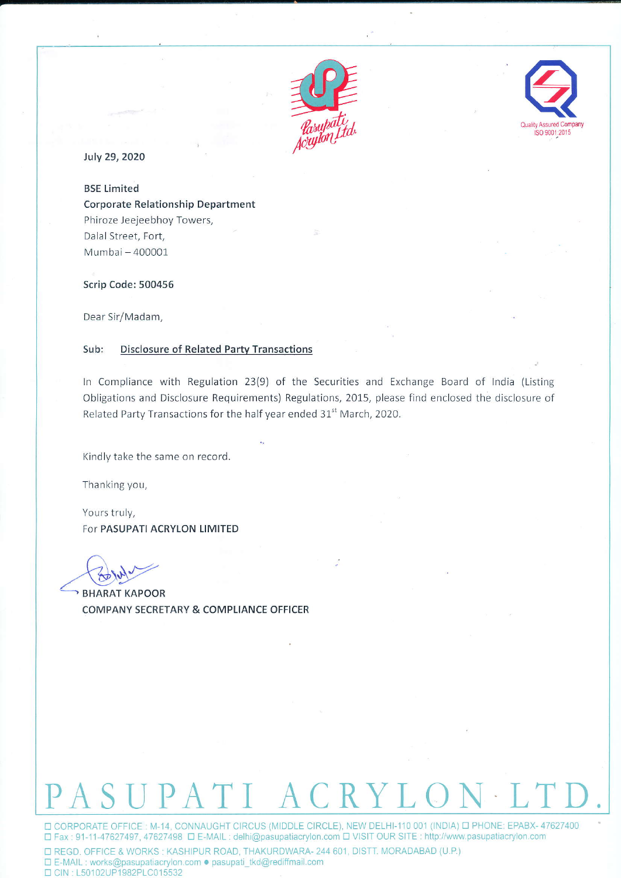July 29, 2020

**BSE Limited**
**Corporate Relationship Department**
Phiroze Jeejeebhoy Towers,
Dalal Street, Fort,
Mumbai – 400001

**Scrip Code: 500456**

Dear Sir/Madam,

Sub: <u>**Disclosure of Related Party Transactions**</u>

In Compliance with Regulation 23(9) of the Securities and Exchange Board of India (Listing Obligations and Disclosure Requirements) Regulations, 2015, please find enclosed the disclosure of Related Party Transactions for the half year ended 31st March, 2020.

Kindly take the same on record.

Thanking you,

Yours truly,
For **PASUPATI ACRYLON LIMITED**

BHARAT KAPOOR
COMPANY SECRETARY & COMPLIANCE OFFICER

# PASUPATI ACRYLON LTD.

CORPORATE OFFICE : M-14, CONNAUGHT CIRCUS (MIDDLE CIRCLE), NEW DELHI-110 001 (INDIA) PHONE: EPABX- 47627400
Fax : 91-11-47627497, 47627498 E-MAIL : delhi@pasupatiacrylon.com VISIT OUR SITE : http://www.pasupatiacrylon.com

REGD. OFFICE & WORKS : KASHIPUR ROAD, THAKURDWARA- 244 601, DISTT. MORADABAD (U.P.)
E-MAIL : works@pasupatiacrylon.com • pasupati_tkd@rediffmail.com
CIN : L50102UP1982PLC015532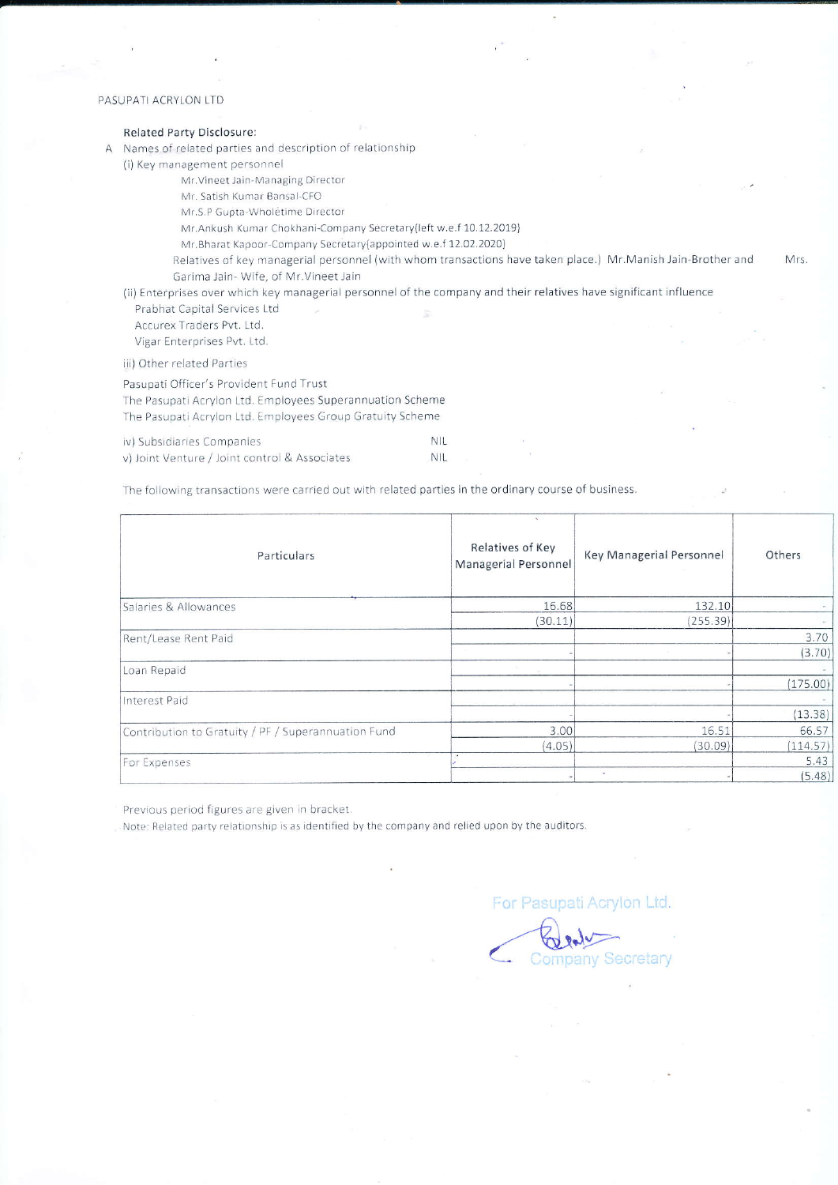PASUPATI ACRYLON LTD

**Related Party Disclosure:**

A Names of related parties and description of relationship

(i) Key management personnel

Mr.Vineet Jain-Managing Director

Mr. Satish Kumar Bansal-CFO

Mr.S.P Gupta-Wholetime Director

Mr.Ankush Kumar Chokhani-Company Secretary(left w.e.f 10.12.2019)

Mr.Bharat Kapoor-Company Secretary(appointed w.e.f 12.02.2020)

Relatives of key managerial personnel (with whom transactions have taken place.) Mr.Manish Jain-Brother and Mrs. Garima Jain- Wife, of Mr.Vineet Jain

(ii) Enterprises over which key managerial personnel of the company and their relatives have significant influence

Prabhat Capital Services Ltd

Accurex Traders Pvt. Ltd.

Vigar Enterprises Pvt. Ltd.

iii) Other related Parties

Pasupati Officer's Provident Fund Trust

The Pasupati Acrylon Ltd. Employees Superannuation Scheme

The Pasupati Acrylon Ltd. Employees Group Gratuity Scheme

iv) Subsidiaries Companies NIL

v) Joint Venture / Joint control & Associates NIL

The following transactions were carried out with related parties in the ordinary course of business.

| Particulars | Relatives of Key Managerial Personnel | Key Managerial Personnel | Others |
|---|---|---|---|
| Salaries & Allowances | 16.68 | 132.10 | - |
| | (30.11) | (255.39) | - |
| Rent/Lease Rent Paid | | | 3.70 |
| | - | - | (3.70) |
| Loan Repaid | | | - |
| | - | - | (175.00) |
| Interest Paid | | | - |
| | - | - | (13.38) |
| Contribution to Gratuity / PF / Superannuation Fund | 3.00 | 16.51 | 66.57 |
| | (4.05) | (30.09) | (114.57) |
| For Expenses | | | 5.43 |
| | - | - | (5.48) |

Previous period figures are given in bracket.

Note: Related party relationship is as identified by the company and relied upon by the auditors.

For Pasupati Acrylon Ltd.

Company Secretary